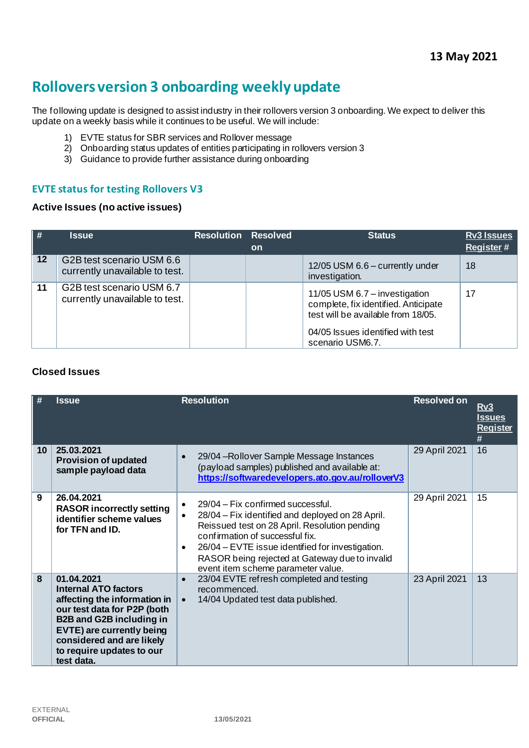13 May 2021

# Rollovers version 3 onboarding weekly update

The following update is designed to assist industry in their rollovers version 3 onboarding. We expect to deliver this update on a weekly basis while it continues to be useful. We will include:

1) EVTE status for SBR services and Rollover message
2) Onboarding status updates of entities participating in rollovers version 3
3) Guidance to provide further assistance during onboarding

## EVTE status for testing Rollovers V3

### Active Issues (no active issues)

| # | Issue | Resolution | Resolved on | Status | Rv3 Issues Register # |
|---|---|---|---|---|---|
| 12 | G2B test scenario USM 6.6 currently unavailable to test. | | | 12/05 USM 6.6 – currently under investigation. | 18 |
| 11 | G2B test scenario USM 6.7 currently unavailable to test. | | | 11/05 USM 6.7 – investigation complete, fix identified. Anticipate test will be available from 18/05.<br><br>04/05 Issues identified with test scenario USM6.7. | 17 |

### Closed Issues

| # | Issue | Resolution | Resolved on | Rv3 Issues Register # |
|---|---|---|---|---|
| 10 | **25.03.2021**<br>**Provision of updated sample payload data** | • 29/04 –Rollover Sample Message Instances (payload samples) published and available at: https://softwaredevelopers.ato.gov.au/rolloverV3 | 29 April 2021 | 16 |
| 9 | **26.04.2021**<br>**RASOR incorrectly setting identifier scheme values for TFN and ID.** | • 29/04 – Fix confirmed successful.<br>• 28/04 – Fix identified and deployed on 28 April. Reissued test on 28 April. Resolution pending confirmation of successful fix.<br>• 26/04 – EVTE issue identified for investigation. RASOR being rejected at Gateway due to invalid event item scheme parameter value. | 29 April 2021 | 15 |
| 8 | **01.04.2021**<br>**Internal ATO factors affecting the information in our test data for P2P (both B2B and G2B including in EVTE) are currently being considered and are likely to require updates to our test data.** | • 23/04 EVTE refresh completed and testing recommenced.<br>• 14/04 Updated test data published. | 23 April 2021 | 13 |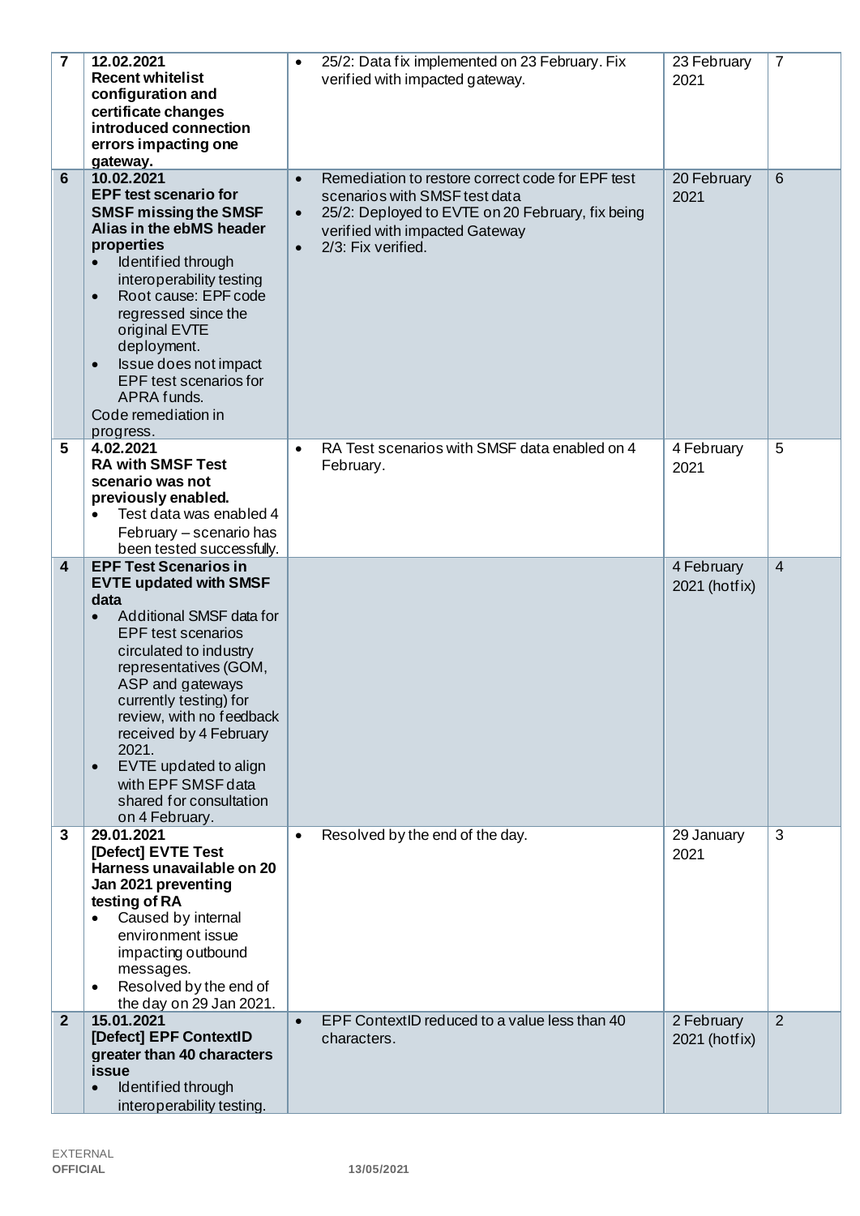| | | | | |
|---|---|---|---|---|
| **7** | **12.02.2021**<br>**Recent whitelist configuration and certificate changes introduced connection errors impacting one gateway.** | • 25/2: Data fix implemented on 23 February. Fix verified with impacted gateway. | 23 February 2021 | 7 |
| **6** | **10.02.2021**<br>**EPF test scenario for SMSF missing the SMSF Alias in the ebMS header properties**<br>• Identified through interoperability testing<br>• Root cause: EPF code regressed since the original EVTE deployment.<br>• Issue does not impact EPF test scenarios for APRA funds.<br>Code remediation in progress. | • Remediation to restore correct code for EPF test scenarios with SMSF test data<br>• 25/2: Deployed to EVTE on 20 February, fix being verified with impacted Gateway<br>• 2/3: Fix verified. | 20 February 2021 | 6 |
| **5** | **4.02.2021**<br>**RA with SMSF Test scenario was not previously enabled.**<br>• Test data was enabled 4 February – scenario has been tested successfully. | • RA Test scenarios with SMSF data enabled on 4 February. | 4 February 2021 | 5 |
| **4** | **EPF Test Scenarios in EVTE updated with SMSF data**<br>• Additional SMSF data for EPF test scenarios circulated to industry representatives (GOM, ASP and gateways currently testing) for review, with no feedback received by 4 February 2021.<br>• EVTE updated to align with EPF SMSF data shared for consultation on 4 February. | | 4 February 2021 (hotfix) | 4 |
| **3** | **29.01.2021**<br>**[Defect] EVTE Test Harness unavailable on 20 Jan 2021 preventing testing of RA**<br>• Caused by internal environment issue impacting outbound messages.<br>• Resolved by the end of the day on 29 Jan 2021. | • Resolved by the end of the day. | 29 January 2021 | 3 |
| **2** | **15.01.2021**<br>**[Defect] EPF ContextID greater than 40 characters issue**<br>• Identified through interoperability testing. | • EPF ContextID reduced to a value less than 40 characters. | 2 February 2021 (hotfix) | 2 |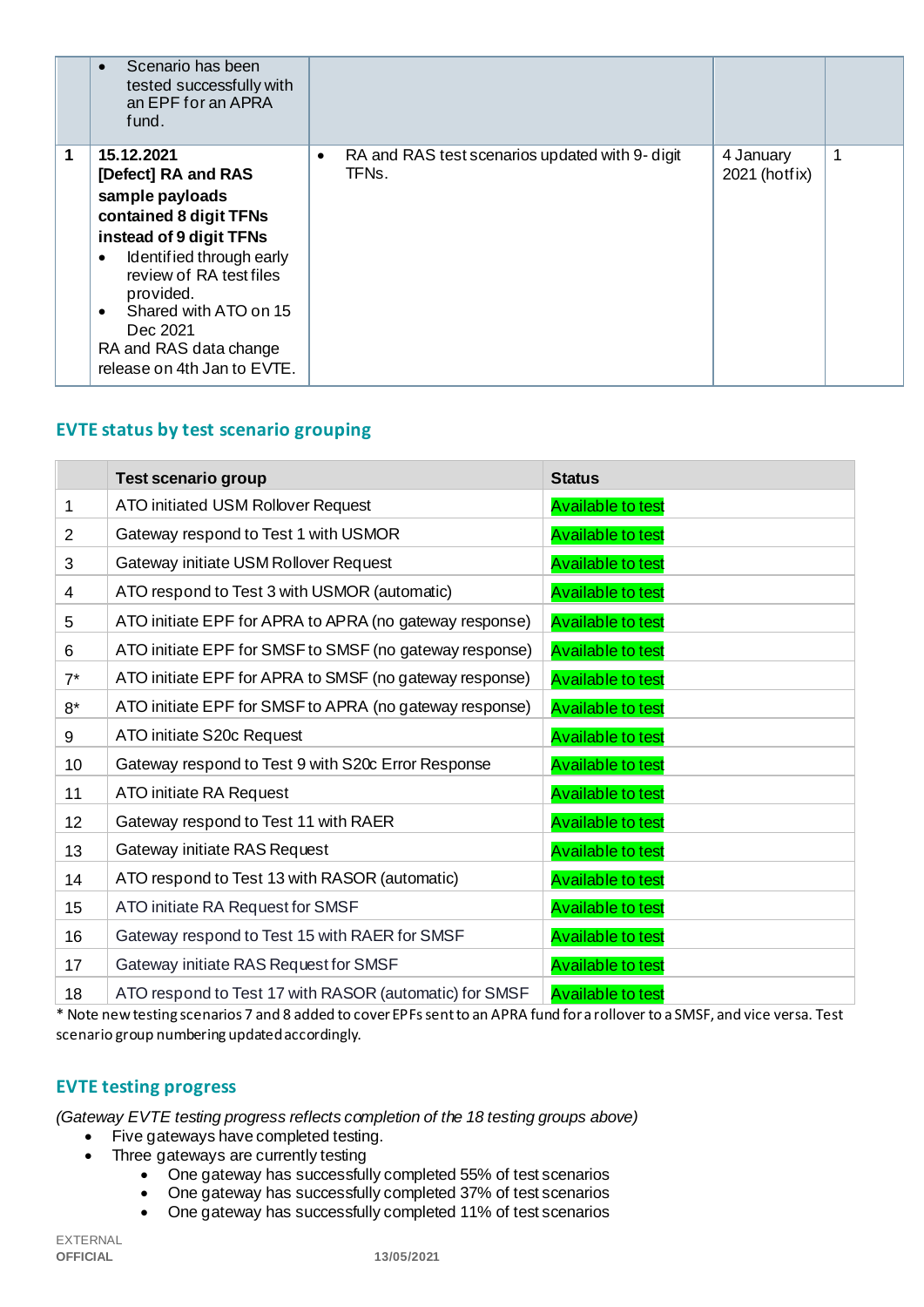|  | Scenario has been tested successfully with an EPF for an APRA fund. |  |  |  |
|---|---|---|---|---|
| 1 | **15.12.2021** **[Defect] RA and RAS sample payloads contained 8 digit TFNs instead of 9 digit TFNs** <br>• Identified through early review of RA test files provided. <br>• Shared with ATO on 15 Dec 2021 <br>RA and RAS data change release on 4th Jan to EVTE. | • RA and RAS test scenarios updated with 9- digit TFNs. | 4 January 2021 (hotfix) | 1 |

## EVTE status by test scenario grouping

|  | Test scenario group | Status |
|---|---|---|
| 1 | ATO initiated USM Rollover Request | Available to test |
| 2 | Gateway respond to Test 1 with USMOR | Available to test |
| 3 | Gateway initiate USM Rollover Request | Available to test |
| 4 | ATO respond to Test 3 with USMOR (automatic) | Available to test |
| 5 | ATO initiate EPF for APRA to APRA (no gateway response) | Available to test |
| 6 | ATO initiate EPF for SMSF to SMSF (no gateway response) | Available to test |
| 7* | ATO initiate EPF for APRA to SMSF (no gateway response) | Available to test |
| 8* | ATO initiate EPF for SMSF to APRA (no gateway response) | Available to test |
| 9 | ATO initiate S20c Request | Available to test |
| 10 | Gateway respond to Test 9 with S20c Error Response | Available to test |
| 11 | ATO initiate RA Request | Available to test |
| 12 | Gateway respond to Test 11 with RAER | Available to test |
| 13 | Gateway initiate RAS Request | Available to test |
| 14 | ATO respond to Test 13 with RASOR (automatic) | Available to test |
| 15 | ATO initiate RA Request for SMSF | Available to test |
| 16 | Gateway respond to Test 15 with RAER for SMSF | Available to test |
| 17 | Gateway initiate RAS Request for SMSF | Available to test |
| 18 | ATO respond to Test 17 with RASOR (automatic) for SMSF | Available to test |

* Note new testing scenarios 7 and 8 added to cover EPFs sent to an APRA fund for a rollover to a SMSF, and vice versa. Test scenario group numbering updated accordingly.

## EVTE testing progress

*(Gateway EVTE testing progress reflects completion of the 18 testing groups above)*

- Five gateways have completed testing.
- Three gateways are currently testing
  - One gateway has successfully completed 55% of test scenarios
  - One gateway has successfully completed 37% of test scenarios
  - One gateway has successfully completed 11% of test scenarios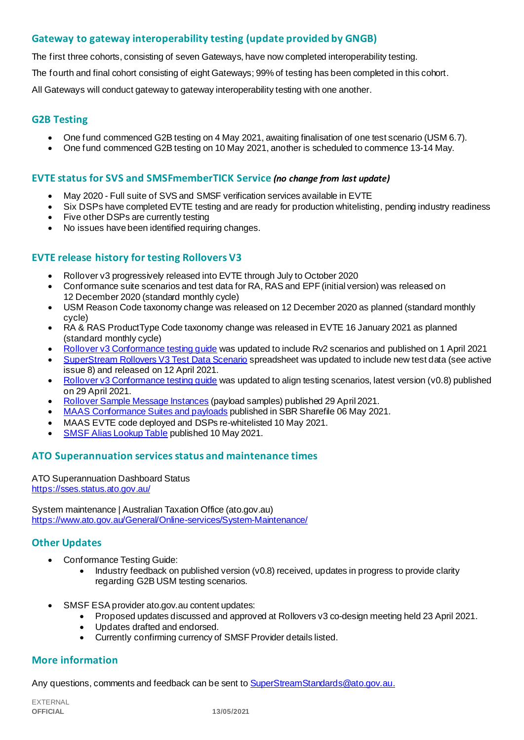## Gateway to gateway interoperability testing (update provided by GNGB)

The first three cohorts, consisting of seven Gateways, have now completed interoperability testing.

The fourth and final cohort consisting of eight Gateways; 99% of testing has been completed in this cohort.

All Gateways will conduct gateway to gateway interoperability testing with one another.

## G2B Testing

- One fund commenced G2B testing on 4 May 2021, awaiting finalisation of one test scenario (USM 6.7).
- One fund commenced G2B testing on 10 May 2021, another is scheduled to commence 13-14 May.

## EVTE status for SVS and SMSFmemberTICK Service *(no change from last update)*

- May 2020 - Full suite of SVS and SMSF verification services available in EVTE
- Six DSPs have completed EVTE testing and are ready for production whitelisting, pending industry readiness
- Five other DSPs are currently testing
- No issues have been identified requiring changes.

## EVTE release history for testing Rollovers V3

- Rollover v3 progressively released into EVTE through July to October 2020
- Conformance suite scenarios and test data for RA, RAS and EPF (initial version) was released on 12 December 2020 (standard monthly cycle)
- USM Reason Code taxonomy change was released on 12 December 2020 as planned (standard monthly cycle)
- RA & RAS ProductType Code taxonomy change was released in EVTE 16 January 2021 as planned (standard monthly cycle)
- Rollover v3 Conformance testing guide was updated to include Rv2 scenarios and published on 1 April 2021
- SuperStream Rollovers V3 Test Data Scenario spreadsheet was updated to include new test data (see active issue 8) and released on 12 April 2021.
- Rollover v3 Conformance testing guide was updated to align testing scenarios, latest version (v0.8) published on 29 April 2021.
- Rollover Sample Message Instances (payload samples) published 29 April 2021.
- MAAS Conformance Suites and payloads published in SBR Sharefile 06 May 2021.
- MAAS EVTE code deployed and DSPs re-whitelisted 10 May 2021.
- SMSF Alias Lookup Table published 10 May 2021.

## ATO Superannuation services status and maintenance times

ATO Superannuation Dashboard Status
https://sses.status.ato.gov.au/

System maintenance | Australian Taxation Office (ato.gov.au)
https://www.ato.gov.au/General/Online-services/System-Maintenance/

## Other Updates

- Conformance Testing Guide:
  - Industry feedback on published version (v0.8) received, updates in progress to provide clarity regarding G2B USM testing scenarios.
- SMSF ESA provider ato.gov.au content updates:
  - Proposed updates discussed and approved at Rollovers v3 co-design meeting held 23 April 2021.
  - Updates drafted and endorsed.
  - Currently confirming currency of SMSF Provider details listed.

## More information

Any questions, comments and feedback can be sent to SuperStreamStandards@ato.gov.au.